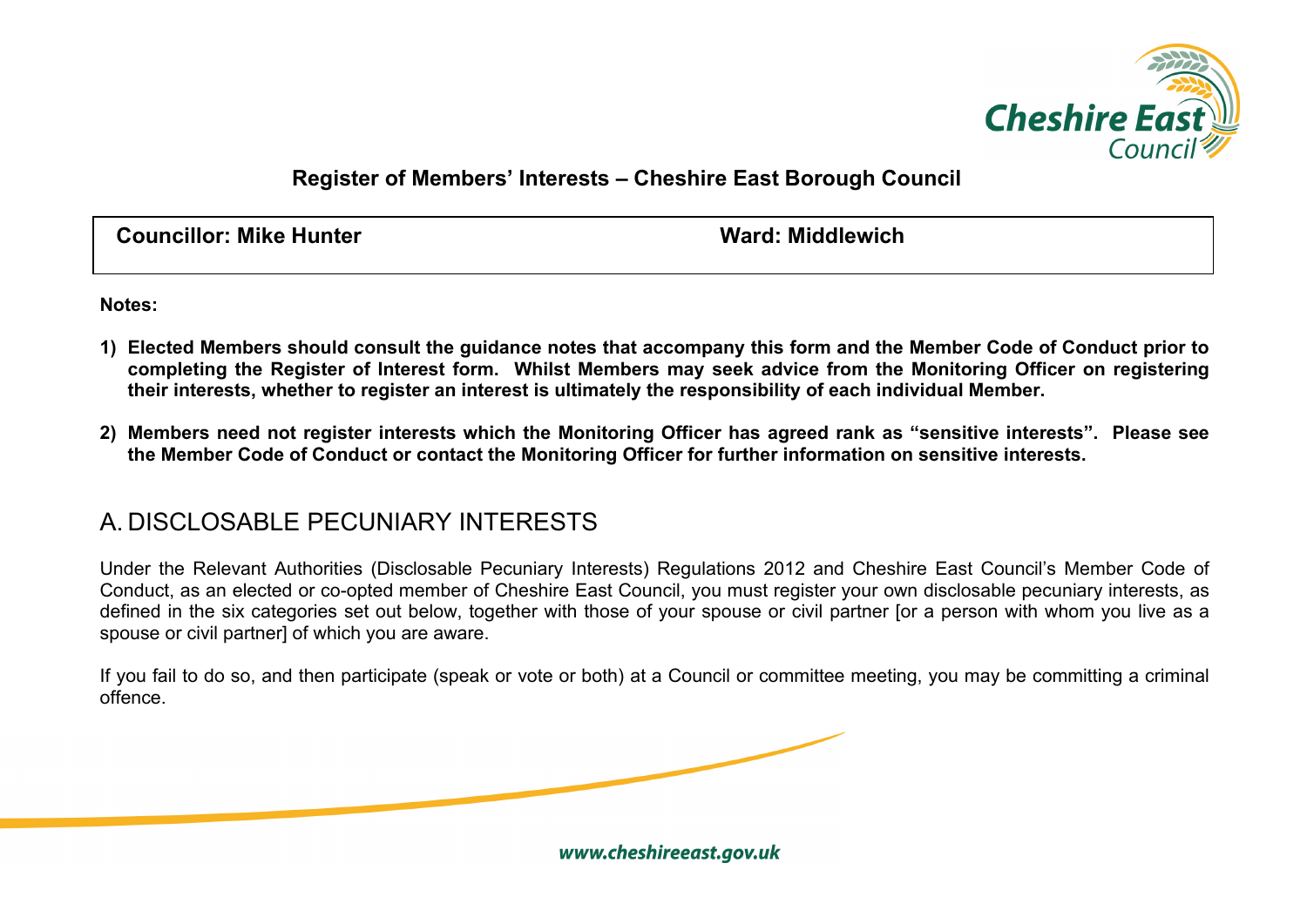**Register of Members' Interests – Cheshire East Borough Council**

| **Councillor: Mike Hunter** | **Ward: Middlewich** |
| --- | --- |

**Notes:**

1) **Elected Members should consult the guidance notes that accompany this form and the Member Code of Conduct prior to completing the Register of Interest form. Whilst Members may seek advice from the Monitoring Officer on registering their interests, whether to register an interest is ultimately the responsibility of each individual Member.**

2) **Members need not register interests which the Monitoring Officer has agreed rank as "sensitive interests". Please see the Member Code of Conduct or contact the Monitoring Officer for further information on sensitive interests.**

# A. DISCLOSABLE PECUNIARY INTERESTS

Under the Relevant Authorities (Disclosable Pecuniary Interests) Regulations 2012 and Cheshire East Council's Member Code of Conduct, as an elected or co-opted member of Cheshire East Council, you must register your own disclosable pecuniary interests, as defined in the six categories set out below, together with those of your spouse or civil partner [or a person with whom you live as a spouse or civil partner] of which you are aware.

If you fail to do so, and then participate (speak or vote or both) at a Council or committee meeting, you may be committing a criminal offence.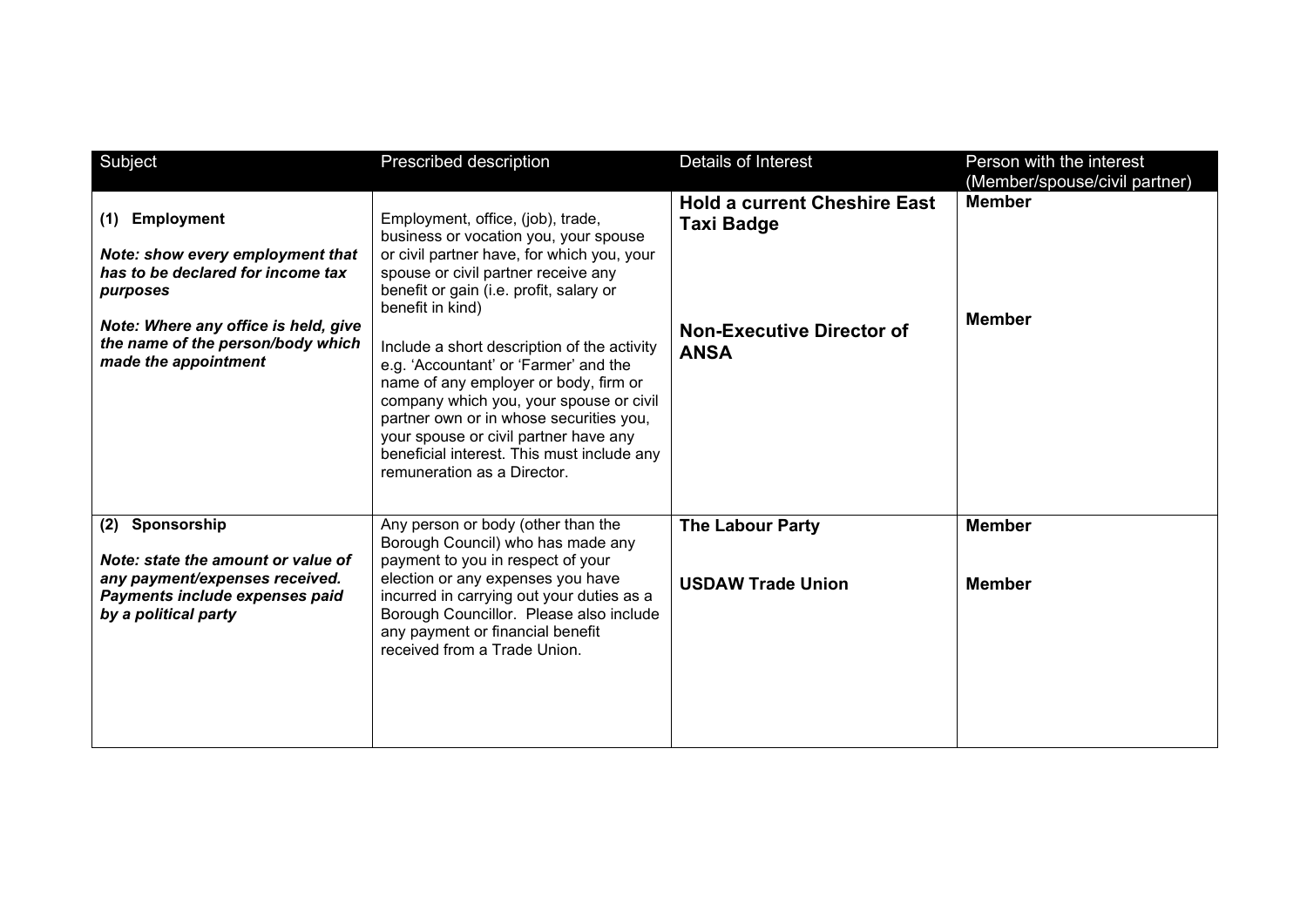| Subject | Prescribed description | Details of Interest | Person with the interest (Member/spouse/civil partner) |
|---|---|---|---|
| **(1) Employment**<br><br>***Note: show every employment that has to be declared for income tax purposes***<br><br>***Note: Where any office is held, give the name of the person/body which made the appointment*** | Employment, office, (job), trade, business or vocation you, your spouse or civil partner have, for which you, your spouse or civil partner receive any benefit or gain (i.e. profit, salary or benefit in kind)<br><br>Include a short description of the activity e.g. 'Accountant' or 'Farmer' and the name of any employer or body, firm or company which you, your spouse or civil partner own or in whose securities you, your spouse or civil partner have any beneficial interest. This must include any remuneration as a Director. | **Hold a current Cheshire East Taxi Badge**<br><br>**Non-Executive Director of ANSA** | **Member**<br><br>**Member** |
| **(2) Sponsorship**<br><br>***Note: state the amount or value of any payment/expenses received. Payments include expenses paid by a political party*** | Any person or body (other than the Borough Council) who has made any payment to you in respect of your election or any expenses you have incurred in carrying out your duties as a Borough Councillor. Please also include any payment or financial benefit received from a Trade Union. | **The Labour Party**<br><br>**USDAW Trade Union** | **Member**<br><br>**Member** |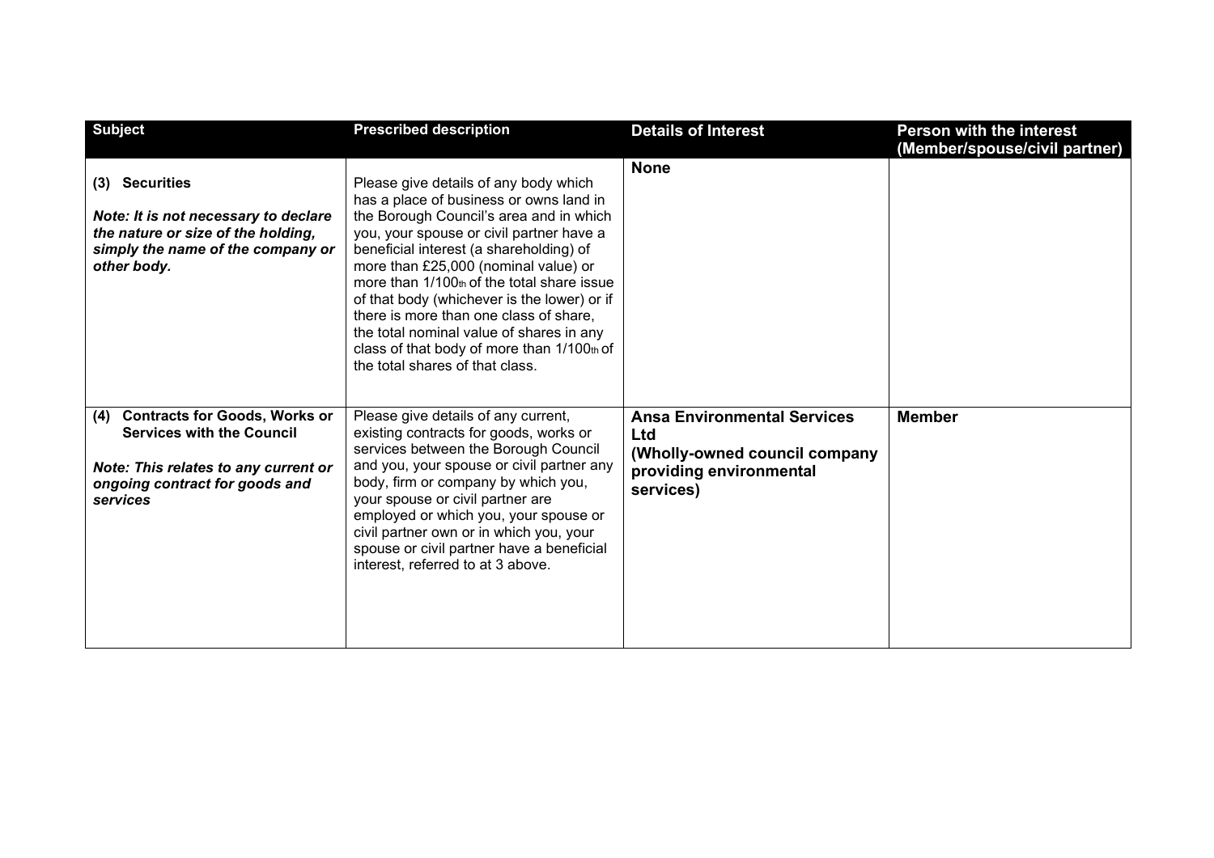| Subject | Prescribed description | Details of Interest | Person with the interest (Member/spouse/civil partner) |
|---|---|---|---|
| **(3) Securities**<br><br>***Note: It is not necessary to declare the nature or size of the holding, simply the name of the company or other body.*** | Please give details of any body which has a place of business or owns land in the Borough Council's area and in which you, your spouse or civil partner have a beneficial interest (a shareholding) of more than £25,000 (nominal value) or more than 1/100th of the total share issue of that body (whichever is the lower) or if there is more than one class of share, the total nominal value of shares in any class of that body of more than 1/100th of the total shares of that class. | **None** | |
| **(4) Contracts for Goods, Works or Services with the Council**<br><br>***Note: This relates to any current or ongoing contract for goods and services*** | Please give details of any current, existing contracts for goods, works or services between the Borough Council and you, your spouse or civil partner any body, firm or company by which you, your spouse or civil partner are employed or which you, your spouse or civil partner own or in which you, your spouse or civil partner have a beneficial interest, referred to at 3 above. | **Ansa Environmental Services Ltd (Wholly-owned council company providing environmental services)** | **Member** |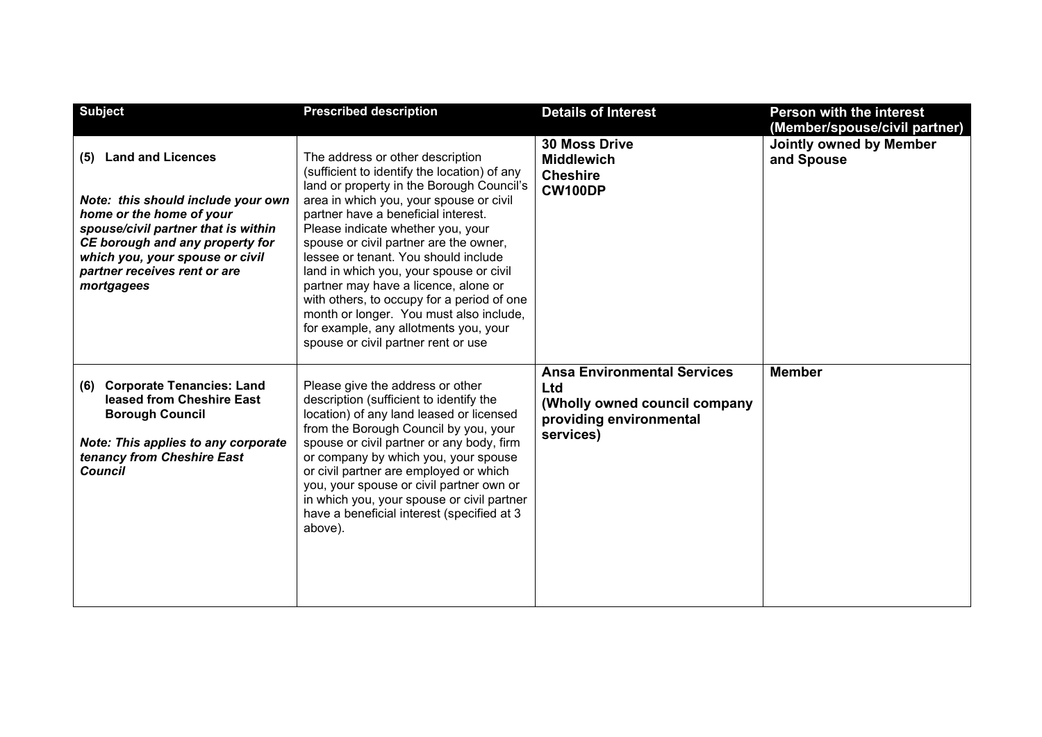| Subject | Prescribed description | Details of Interest | Person with the interest (Member/spouse/civil partner) |
| --- | --- | --- | --- |
| **(5) Land and Licences**<br><br>***Note: this should include your own home or the home of your spouse/civil partner that is within CE borough and any property for which you, your spouse or civil partner receives rent or are mortgagees*** | The address or other description (sufficient to identify the location) of any land or property in the Borough Council's area in which you, your spouse or civil partner have a beneficial interest. Please indicate whether you, your spouse or civil partner are the owner, lessee or tenant. You should include land in which you, your spouse or civil partner may have a licence, alone or with others, to occupy for a period of one month or longer. You must also include, for example, any allotments you, your spouse or civil partner rent or use | **30 Moss Drive**<br>**Middlewich**<br>**Cheshire**<br>**CW100DP** | **Jointly owned by Member and Spouse** |
| **(6) Corporate Tenancies: Land leased from Cheshire East Borough Council**<br><br>***Note: This applies to any corporate tenancy from Cheshire East Council*** | Please give the address or other description (sufficient to identify the location) of any land leased or licensed from the Borough Council by you, your spouse or civil partner or any body, firm or company by which you, your spouse or civil partner are employed or which you, your spouse or civil partner own or in which you, your spouse or civil partner have a beneficial interest (specified at 3 above). | **Ansa Environmental Services Ltd**<br>**(Wholly owned council company providing environmental services)** | **Member** |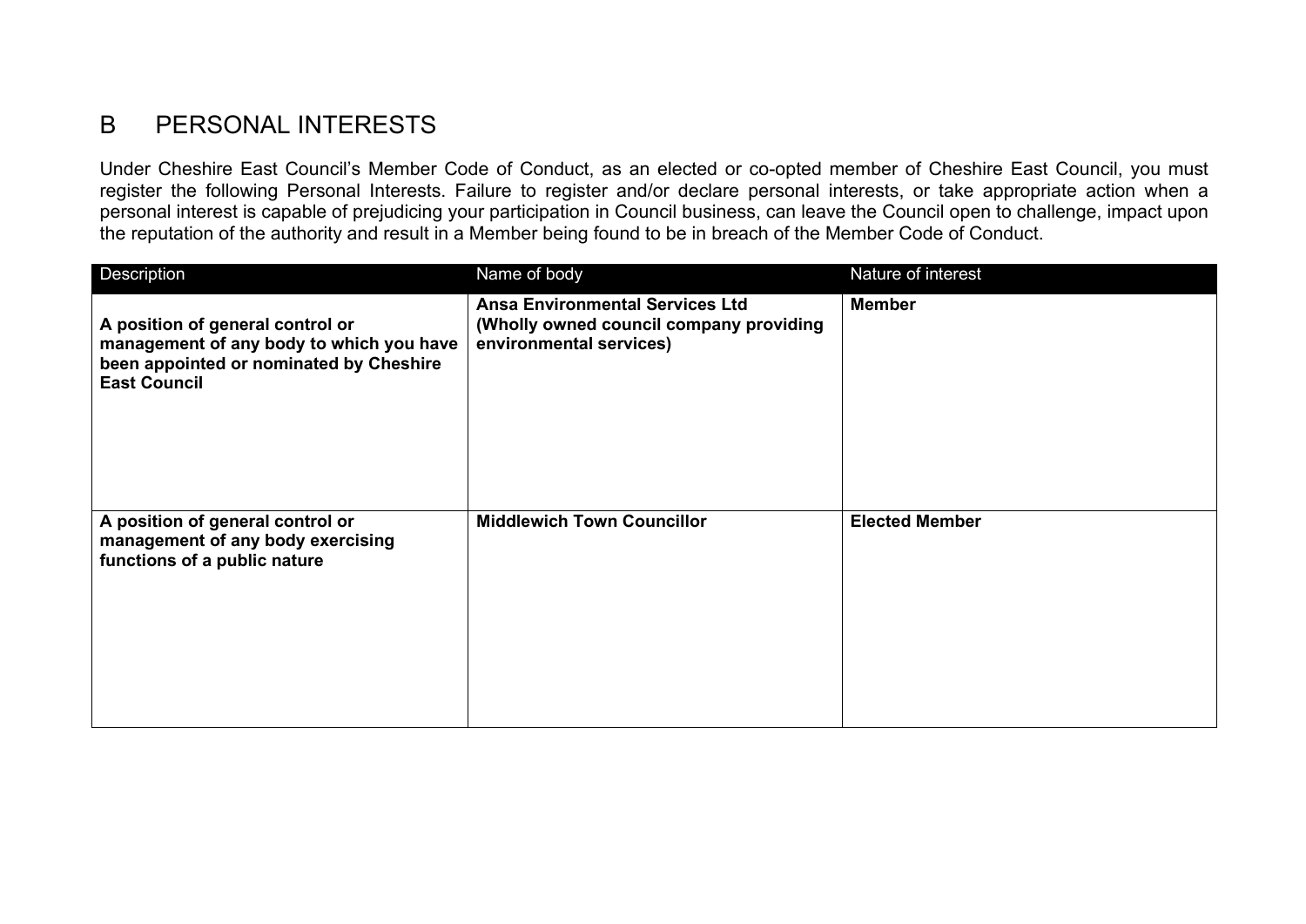## B PERSONAL INTERESTS

Under Cheshire East Council's Member Code of Conduct, as an elected or co-opted member of Cheshire East Council, you must register the following Personal Interests. Failure to register and/or declare personal interests, or take appropriate action when a personal interest is capable of prejudicing your participation in Council business, can leave the Council open to challenge, impact upon the reputation of the authority and result in a Member being found to be in breach of the Member Code of Conduct.

| Description | Name of body | Nature of interest |
|---|---|---|
| **A position of general control or management of any body to which you have been appointed or nominated by Cheshire East Council** | **Ansa Environmental Services Ltd (Wholly owned council company providing environmental services)** | **Member** |
| **A position of general control or management of any body exercising functions of a public nature** | **Middlewich Town Councillor** | **Elected Member** |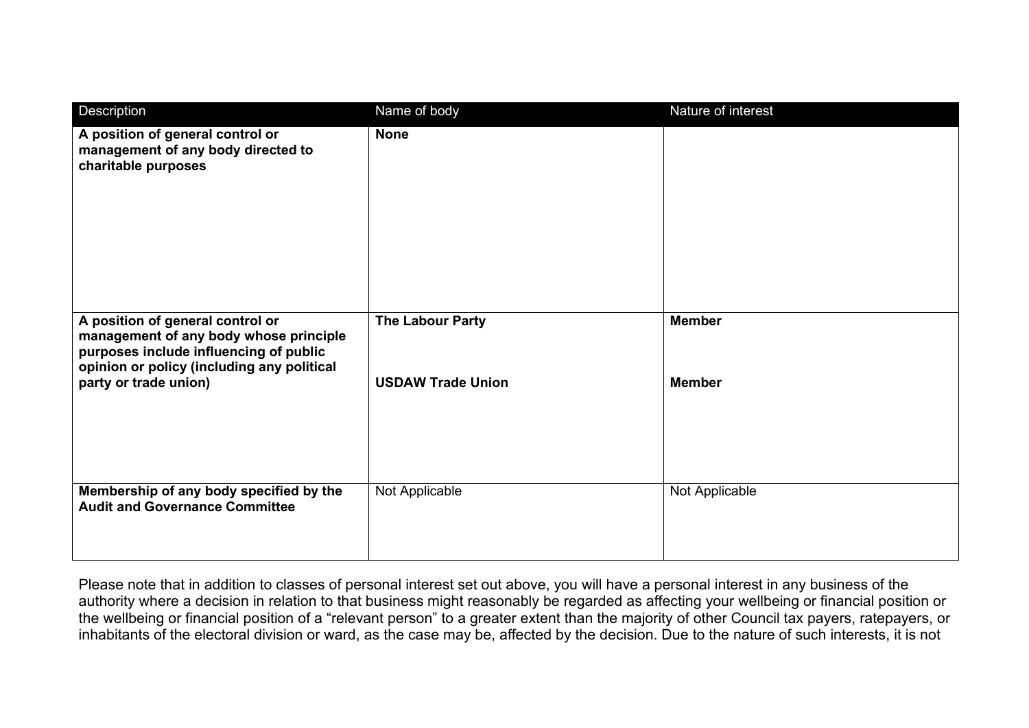| Description | Name of body | Nature of interest |
| --- | --- | --- |
| **A position of general control or management of any body directed to charitable purposes** | **None** | |
| **A position of general control or management of any body whose principle purposes include influencing of public opinion or policy (including any political party or trade union)** | **The Labour Party**<br><br>**USDAW Trade Union** | **Member**<br><br>**Member** |
| **Membership of any body specified by the Audit and Governance Committee** | Not Applicable | Not Applicable |

Please note that in addition to classes of personal interest set out above, you will have a personal interest in any business of the authority where a decision in relation to that business might reasonably be regarded as affecting your wellbeing or financial position or the wellbeing or financial position of a "relevant person" to a greater extent than the majority of other Council tax payers, ratepayers, or inhabitants of the electoral division or ward, as the case may be, affected by the decision. Due to the nature of such interests, it is not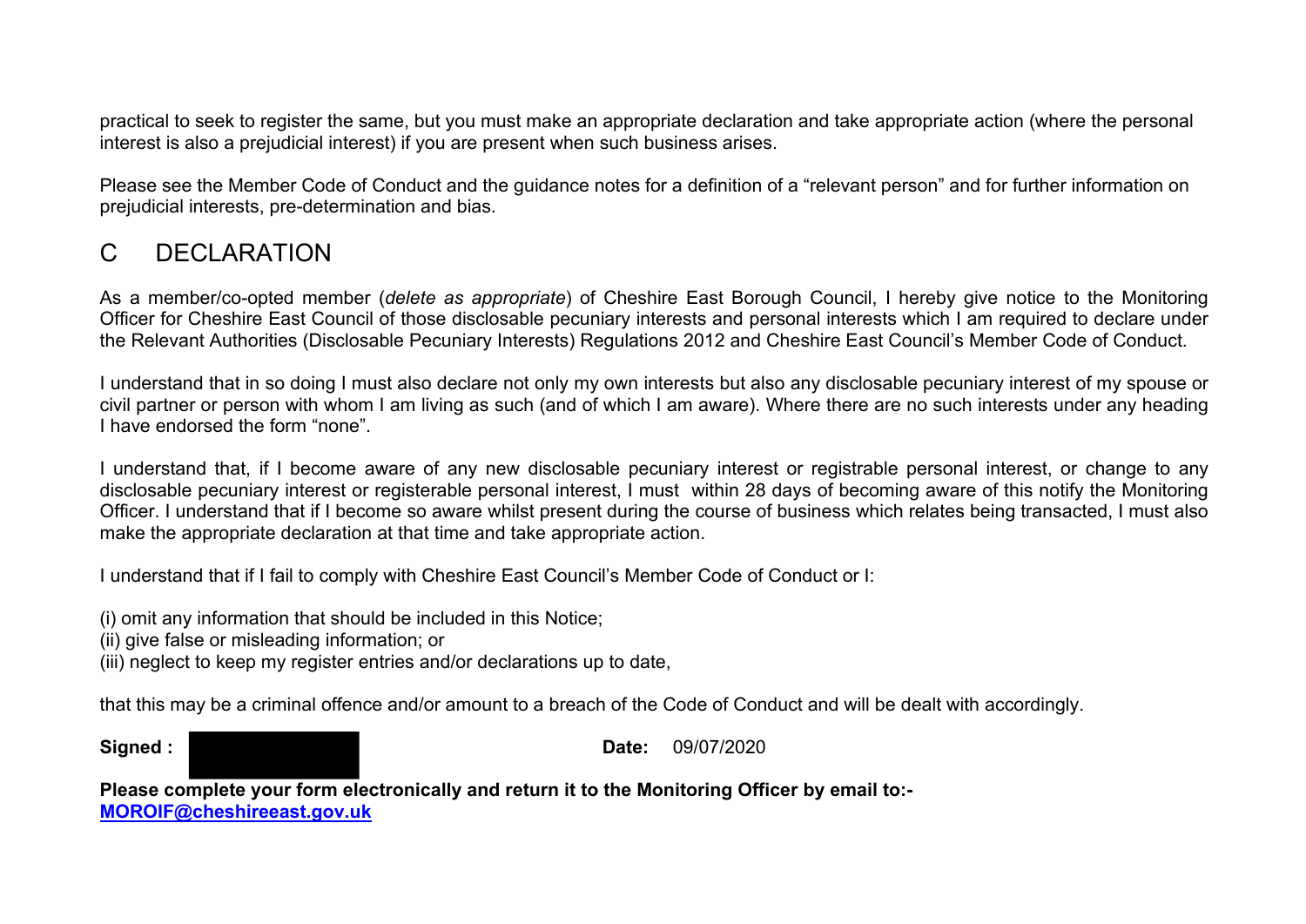practical to seek to register the same, but you must make an appropriate declaration and take appropriate action (where the personal interest is also a prejudicial interest) if you are present when such business arises.

Please see the Member Code of Conduct and the guidance notes for a definition of a "relevant person" and for further information on prejudicial interests, pre-determination and bias.

## C DECLARATION

As a member/co-opted member (*delete as appropriate*) of Cheshire East Borough Council, I hereby give notice to the Monitoring Officer for Cheshire East Council of those disclosable pecuniary interests and personal interests which I am required to declare under the Relevant Authorities (Disclosable Pecuniary Interests) Regulations 2012 and Cheshire East Council's Member Code of Conduct.

I understand that in so doing I must also declare not only my own interests but also any disclosable pecuniary interest of my spouse or civil partner or person with whom I am living as such (and of which I am aware). Where there are no such interests under any heading I have endorsed the form "none".

I understand that, if I become aware of any new disclosable pecuniary interest or registrable personal interest, or change to any disclosable pecuniary interest or registerable personal interest, I must within 28 days of becoming aware of this notify the Monitoring Officer. I understand that if I become so aware whilst present during the course of business which relates being transacted, I must also make the appropriate declaration at that time and take appropriate action.

I understand that if I fail to comply with Cheshire East Council's Member Code of Conduct or I:

(i) omit any information that should be included in this Notice;
(ii) give false or misleading information; or
(iii) neglect to keep my register entries and/or declarations up to date,

that this may be a criminal offence and/or amount to a breach of the Code of Conduct and will be dealt with accordingly.

**Signed :** **Date:** 09/07/2020

**Please complete your form electronically and return it to the Monitoring Officer by email to:-**
**MOROIF@cheshireeast.gov.uk**